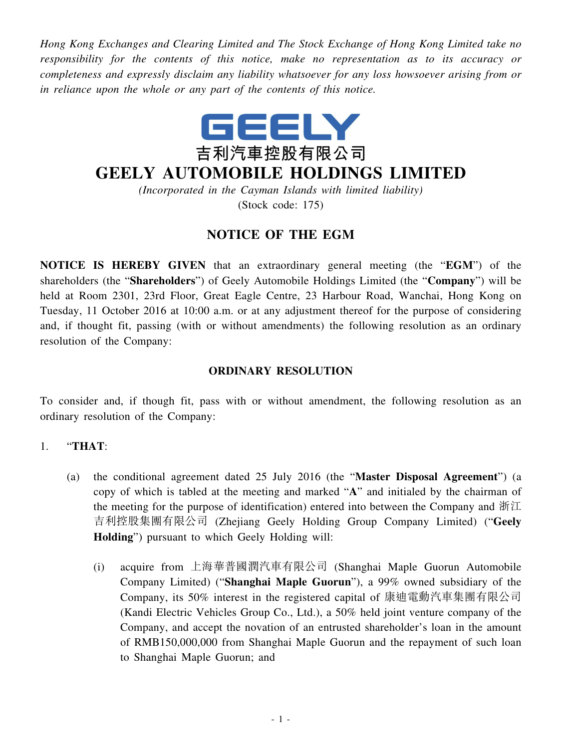*Hong Kong Exchanges and Clearing Limited and The Stock Exchange of Hong Kong Limited take no responsibility for the contents of this notice, make no representation as to its accuracy or completeness and expressly disclaim any liability whatsoever for any loss howsoever arising from or in reliance upon the whole or any part of the contents of this notice.*

GEELY

吉利汽車控股有限公司

# GEELY AUTOMOBILE HOLDINGS LIMITED

*(Incorporated in the Cayman Islands with limited liability)*

(Stock code: 175)

## NOTICE OF THE EGM

**NOTICE IS HEREBY GIVEN** that an extraordinary general meeting (the "**EGM**") of the shareholders (the "**Shareholders**") of Geely Automobile Holdings Limited (the "**Company**") will be held at Room 2301, 23rd Floor, Great Eagle Centre, 23 Harbour Road, Wanchai, Hong Kong on Tuesday, 11 October 2016 at 10:00 a.m. or at any adjustment thereof for the purpose of considering and, if thought fit, passing (with or without amendments) the following resolution as an ordinary resolution of the Company:

### ORDINARY RESOLUTION

To consider and, if though fit, pass with or without amendment, the following resolution as an ordinary resolution of the Company:

1. "**THAT**:

   (a) the conditional agreement dated 25 July 2016 (the "**Master Disposal Agreement**") (a copy of which is tabled at the meeting and marked "**A**" and initialed by the chairman of the meeting for the purpose of identification) entered into between the Company and 浙江吉利控股集團有限公司 (Zhejiang Geely Holding Group Company Limited) ("**Geely Holding**") pursuant to which Geely Holding will:

      (i) acquire from 上海華普國潤汽車有限公司 (Shanghai Maple Guorun Automobile Company Limited) ("**Shanghai Maple Guorun**"), a 99% owned subsidiary of the Company, its 50% interest in the registered capital of 康迪電動汽車集團有限公司 (Kandi Electric Vehicles Group Co., Ltd.), a 50% held joint venture company of the Company, and accept the novation of an entrusted shareholder's loan in the amount of RMB150,000,000 from Shanghai Maple Guorun and the repayment of such loan to Shanghai Maple Guorun; and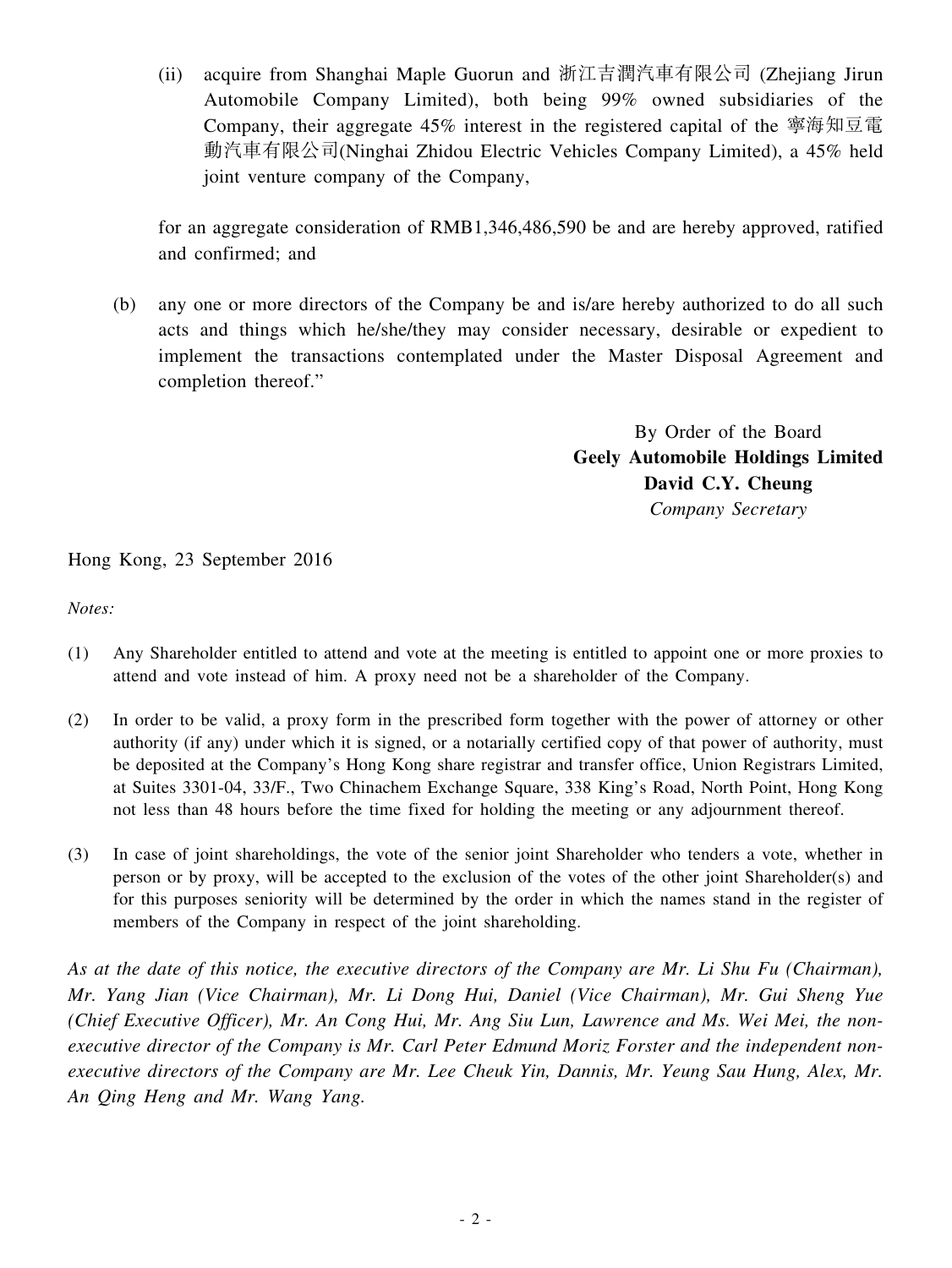(ii) acquire from Shanghai Maple Guorun and 浙江吉潤汽車有限公司 (Zhejiang Jirun Automobile Company Limited), both being 99% owned subsidiaries of the Company, their aggregate 45% interest in the registered capital of the 寧海知豆電動汽車有限公司(Ninghai Zhidou Electric Vehicles Company Limited), a 45% held joint venture company of the Company,

for an aggregate consideration of RMB1,346,486,590 be and are hereby approved, ratified and confirmed; and

(b) any one or more directors of the Company be and is/are hereby authorized to do all such acts and things which he/she/they may consider necessary, desirable or expedient to implement the transactions contemplated under the Master Disposal Agreement and completion thereof."

By Order of the Board
**Geely Automobile Holdings Limited**
**David C.Y. Cheung**
*Company Secretary*

Hong Kong, 23 September 2016

*Notes:*

(1) Any Shareholder entitled to attend and vote at the meeting is entitled to appoint one or more proxies to attend and vote instead of him. A proxy need not be a shareholder of the Company.

(2) In order to be valid, a proxy form in the prescribed form together with the power of attorney or other authority (if any) under which it is signed, or a notarially certified copy of that power of authority, must be deposited at the Company's Hong Kong share registrar and transfer office, Union Registrars Limited, at Suites 3301-04, 33/F., Two Chinachem Exchange Square, 338 King's Road, North Point, Hong Kong not less than 48 hours before the time fixed for holding the meeting or any adjournment thereof.

(3) In case of joint shareholdings, the vote of the senior joint Shareholder who tenders a vote, whether in person or by proxy, will be accepted to the exclusion of the votes of the other joint Shareholder(s) and for this purposes seniority will be determined by the order in which the names stand in the register of members of the Company in respect of the joint shareholding.

*As at the date of this notice, the executive directors of the Company are Mr. Li Shu Fu (Chairman), Mr. Yang Jian (Vice Chairman), Mr. Li Dong Hui, Daniel (Vice Chairman), Mr. Gui Sheng Yue (Chief Executive Officer), Mr. An Cong Hui, Mr. Ang Siu Lun, Lawrence and Ms. Wei Mei, the non-executive director of the Company is Mr. Carl Peter Edmund Moriz Forster and the independent non-executive directors of the Company are Mr. Lee Cheuk Yin, Dannis, Mr. Yeung Sau Hung, Alex, Mr. An Qing Heng and Mr. Wang Yang.*